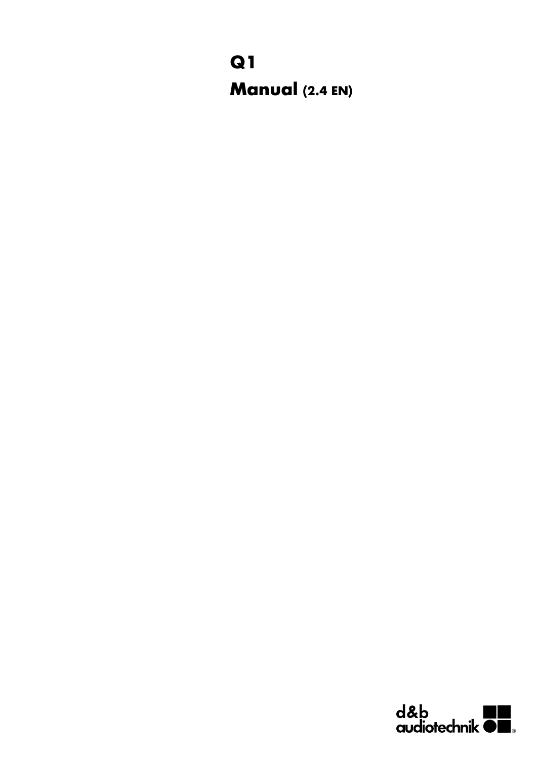# Q1

## Manual (2.4 EN)

d&b audiotechnik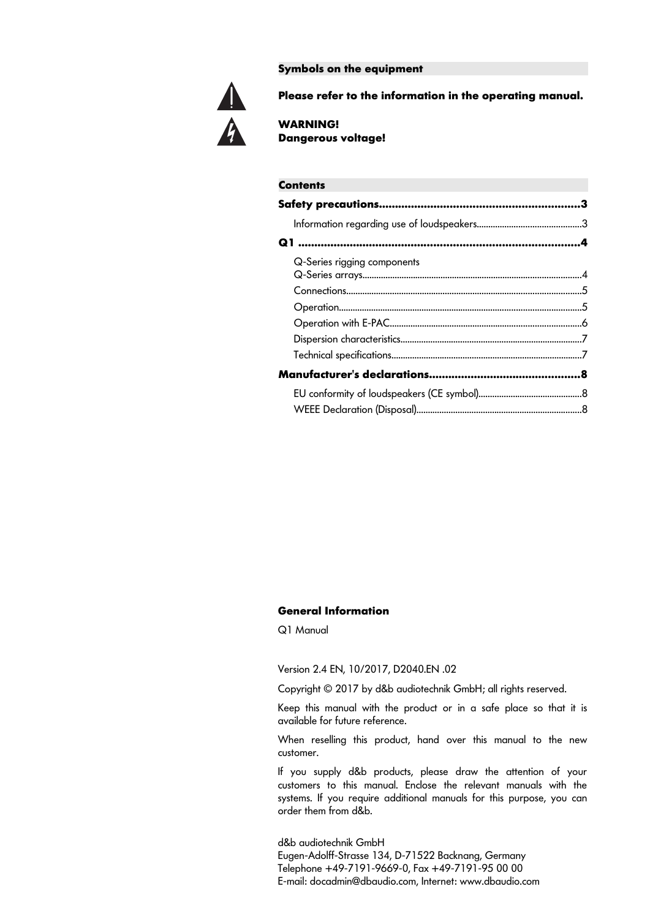## Symbols on the equipment

**Please refer to the information in the operating manual.**

**WARNING!**
**Dangerous voltage!**

## Contents

**Safety precautions..............................................................3**

Information regarding use of loudspeakers.............................................3

**Q1 .......................................................................................4**

Q-Series rigging components
Q-Series arrays..............................................................................................4

Connections.....................................................................................................5

Operation........................................................................................................5

Operation with E-PAC...................................................................................6

Dispersion characteristics..............................................................................7

Technical specifications..................................................................................7

**Manufacturer's declarations...............................................8**

EU conformity of loudspeakers (CE symbol).............................................8

WEEE Declaration (Disposal).......................................................................8

## General Information

Q1 Manual

Version 2.4 EN, 10/2017, D2040.EN .02

Copyright © 2017 by d&b audiotechnik GmbH; all rights reserved.

Keep this manual with the product or in a safe place so that it is available for future reference.

When reselling this product, hand over this manual to the new customer.

If you supply d&b products, please draw the attention of your customers to this manual. Enclose the relevant manuals with the systems. If you require additional manuals for this purpose, you can order them from d&b.

d&b audiotechnik GmbH
Eugen-Adolff-Strasse 134, D-71522 Backnang, Germany
Telephone +49-7191-9669-0, Fax +49-7191-95 00 00
E-mail: docadmin@dbaudio.com, Internet: www.dbaudio.com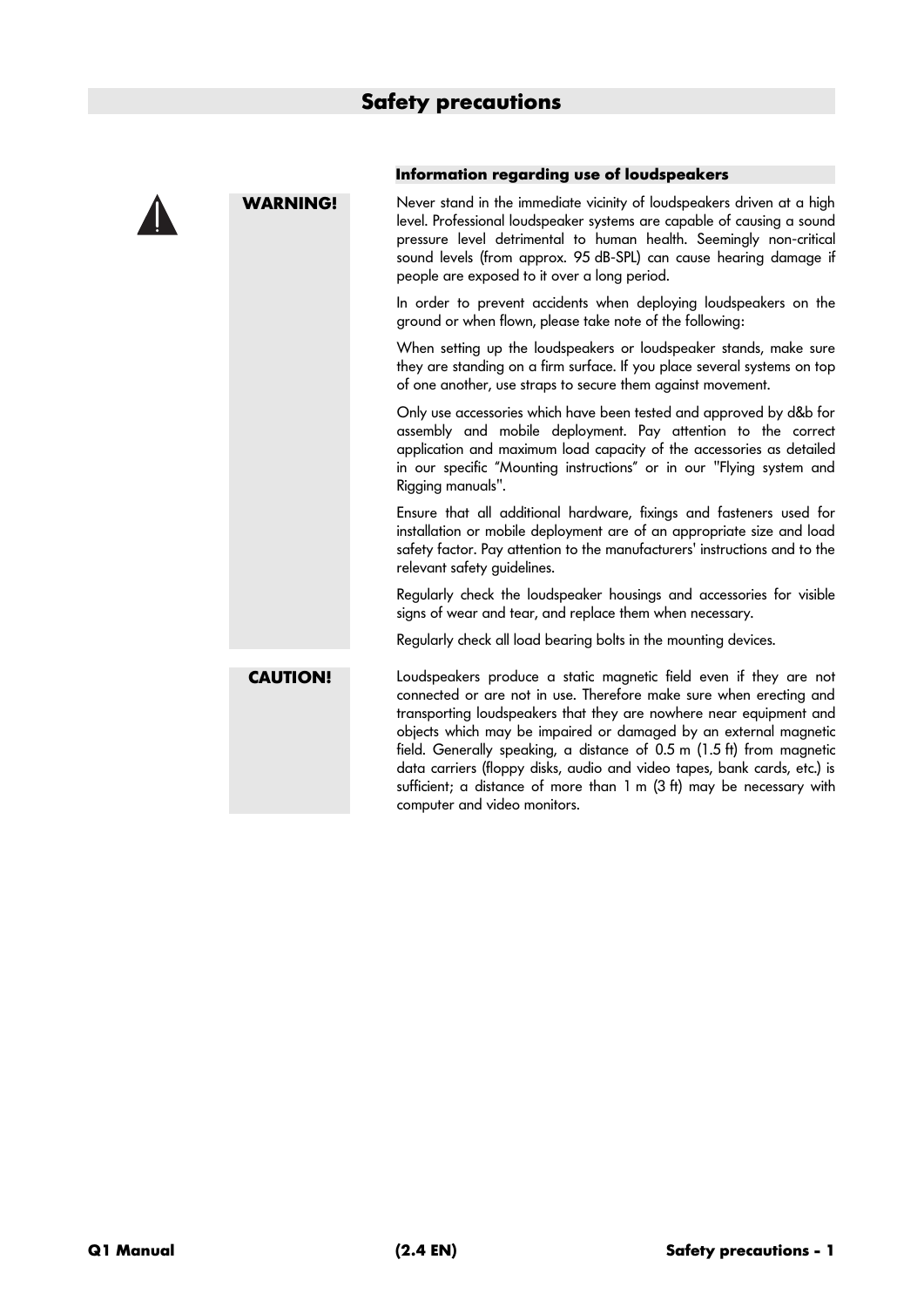# Safety precautions

## Information regarding use of loudspeakers

**WARNING!**

Never stand in the immediate vicinity of loudspeakers driven at a high level. Professional loudspeaker systems are capable of causing a sound pressure level detrimental to human health. Seemingly non-critical sound levels (from approx. 95 dB-SPL) can cause hearing damage if people are exposed to it over a long period.

In order to prevent accidents when deploying loudspeakers on the ground or when flown, please take note of the following:

When setting up the loudspeakers or loudspeaker stands, make sure they are standing on a firm surface. If you place several systems on top of one another, use straps to secure them against movement.

Only use accessories which have been tested and approved by d&b for assembly and mobile deployment. Pay attention to the correct application and maximum load capacity of the accessories as detailed in our specific “Mounting instructions” or in our "Flying system and Rigging manuals".

Ensure that all additional hardware, fixings and fasteners used for installation or mobile deployment are of an appropriate size and load safety factor. Pay attention to the manufacturers' instructions and to the relevant safety guidelines.

Regularly check the loudspeaker housings and accessories for visible signs of wear and tear, and replace them when necessary.

Regularly check all load bearing bolts in the mounting devices.

**CAUTION!**

Loudspeakers produce a static magnetic field even if they are not connected or are not in use. Therefore make sure when erecting and transporting loudspeakers that they are nowhere near equipment and objects which may be impaired or damaged by an external magnetic field. Generally speaking, a distance of 0.5 m (1.5 ft) from magnetic data carriers (floppy disks, audio and video tapes, bank cards, etc.) is sufficient; a distance of more than 1 m (3 ft) may be necessary with computer and video monitors.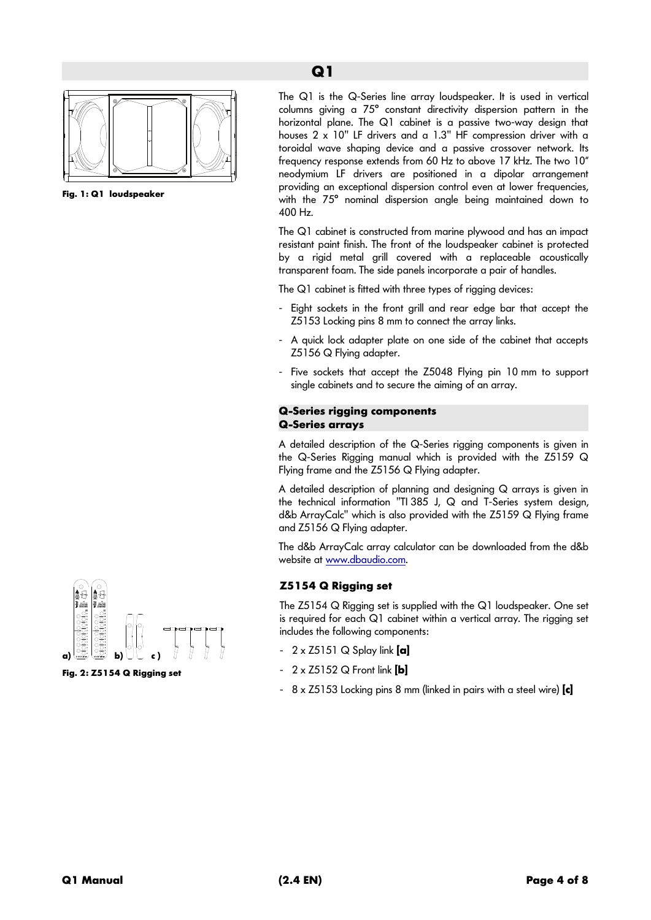# Q1

Fig. 1: Q1 loudspeaker

The Q1 is the Q-Series line array loudspeaker. It is used in vertical columns giving a 75° constant directivity dispersion pattern in the horizontal plane. The Q1 cabinet is a passive two-way design that houses 2 x 10" LF drivers and a 1.3" HF compression driver with a toroidal wave shaping device and a passive crossover network. Its frequency response extends from 60 Hz to above 17 kHz. The two 10" neodymium LF drivers are positioned in a dipolar arrangement providing an exceptional dispersion control even at lower frequencies, with the 75° nominal dispersion angle being maintained down to 400 Hz.

The Q1 cabinet is constructed from marine plywood and has an impact resistant paint finish. The front of the loudspeaker cabinet is protected by a rigid metal grill covered with a replaceable acoustically transparent foam. The side panels incorporate a pair of handles.

The Q1 cabinet is fitted with three types of rigging devices:

- Eight sockets in the front grill and rear edge bar that accept the Z5153 Locking pins 8 mm to connect the array links.
- A quick lock adapter plate on one side of the cabinet that accepts Z5156 Q Flying adapter.
- Five sockets that accept the Z5048 Flying pin 10 mm to support single cabinets and to secure the aiming of an array.

## Q-Series rigging components
## Q-Series arrays

A detailed description of the Q-Series rigging components is given in the Q-Series Rigging manual which is provided with the Z5159 Q Flying frame and the Z5156 Q Flying adapter.

A detailed description of planning and designing Q arrays is given in the technical information "TI 385 J, Q and T-Series system design, d&b ArrayCalc" which is also provided with the Z5159 Q Flying frame and Z5156 Q Flying adapter.

The d&b ArrayCalc array calculator can be downloaded from the d&b website at www.dbaudio.com.

### Z5154 Q Rigging set

Fig. 2: Z5154 Q Rigging set

The Z5154 Q Rigging set is supplied with the Q1 loudspeaker. One set is required for each Q1 cabinet within a vertical array. The rigging set includes the following components:

- 2 x Z5151 Q Splay link **[a]**
- 2 x Z5152 Q Front link **[b]**
- 8 x Z5153 Locking pins 8 mm (linked in pairs with a steel wire) **[c]**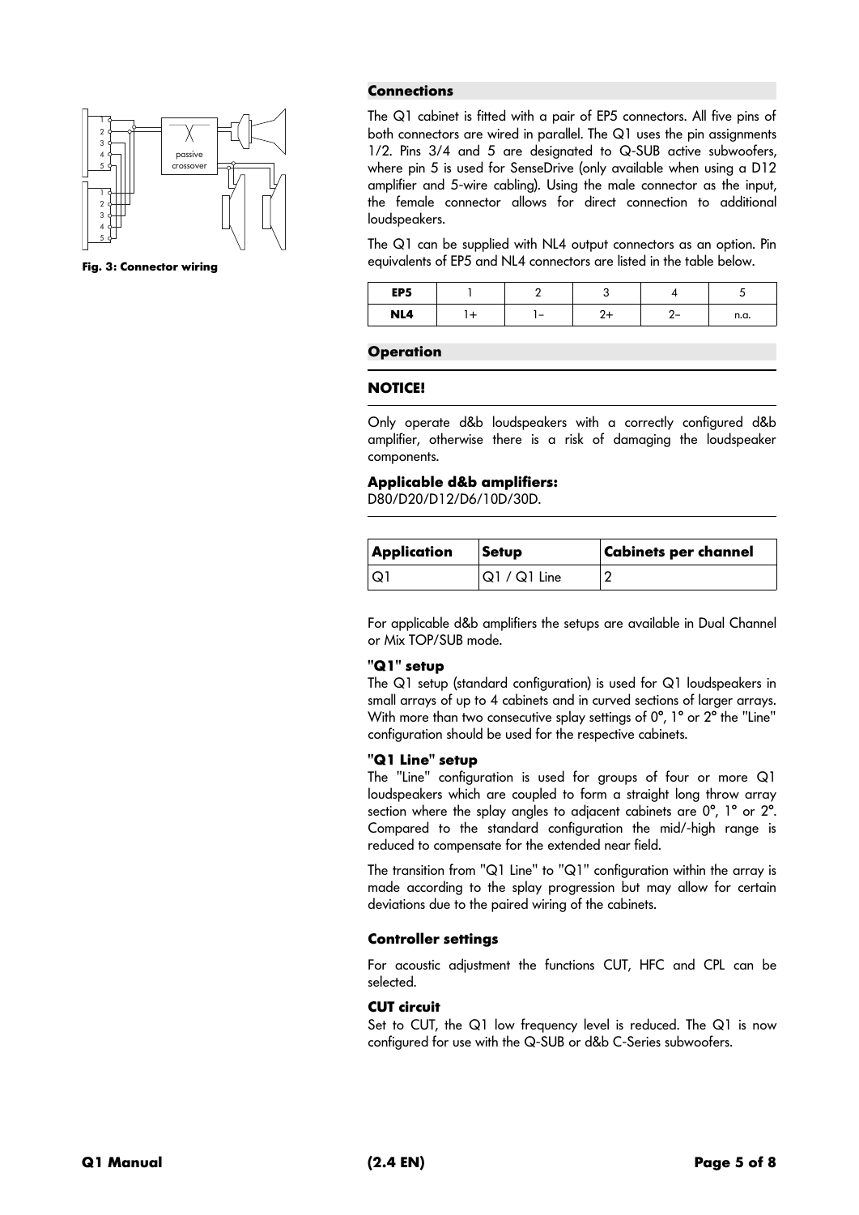Fig. 3: Connector wiring

## Connections

The Q1 cabinet is fitted with a pair of EP5 connectors. All five pins of both connectors are wired in parallel. The Q1 uses the pin assignments 1/2. Pins 3/4 and 5 are designated to Q-SUB active subwoofers, where pin 5 is used for SenseDrive (only available when using a D12 amplifier and 5-wire cabling). Using the male connector as the input, the female connector allows for direct connection to additional loudspeakers.

The Q1 can be supplied with NL4 output connectors as an option. Pin equivalents of EP5 and NL4 connectors are listed in the table below.

| EP5 | 1 | 2 | 3 | 4 | 5 |
|---|---|---|---|---|---|
| NL4 | 1+ | 1– | 2+ | 2– | n.a. |

## Operation

**NOTICE!**

Only operate d&b loudspeakers with a correctly configured d&b amplifier, otherwise there is a risk of damaging the loudspeaker components.

**Applicable d&b amplifiers:**
D80/D20/D12/D6/10D/30D.

| Application | Setup | Cabinets per channel |
|---|---|---|
| Q1 | Q1 / Q1 Line | 2 |

For applicable d&b amplifiers the setups are available in Dual Channel or Mix TOP/SUB mode.

**"Q1" setup**
The Q1 setup (standard configuration) is used for Q1 loudspeakers in small arrays of up to 4 cabinets and in curved sections of larger arrays. With more than two consecutive splay settings of 0°, 1° or 2° the "Line" configuration should be used for the respective cabinets.

**"Q1 Line" setup**
The "Line" configuration is used for groups of four or more Q1 loudspeakers which are coupled to form a straight long throw array section where the splay angles to adjacent cabinets are 0°, 1° or 2°. Compared to the standard configuration the mid/-high range is reduced to compensate for the extended near field.

The transition from "Q1 Line" to "Q1" configuration within the array is made according to the splay progression but may allow for certain deviations due to the paired wiring of the cabinets.

### Controller settings

For acoustic adjustment the functions CUT, HFC and CPL can be selected.

**CUT circuit**
Set to CUT, the Q1 low frequency level is reduced. The Q1 is now configured for use with the Q-SUB or d&b C-Series subwoofers.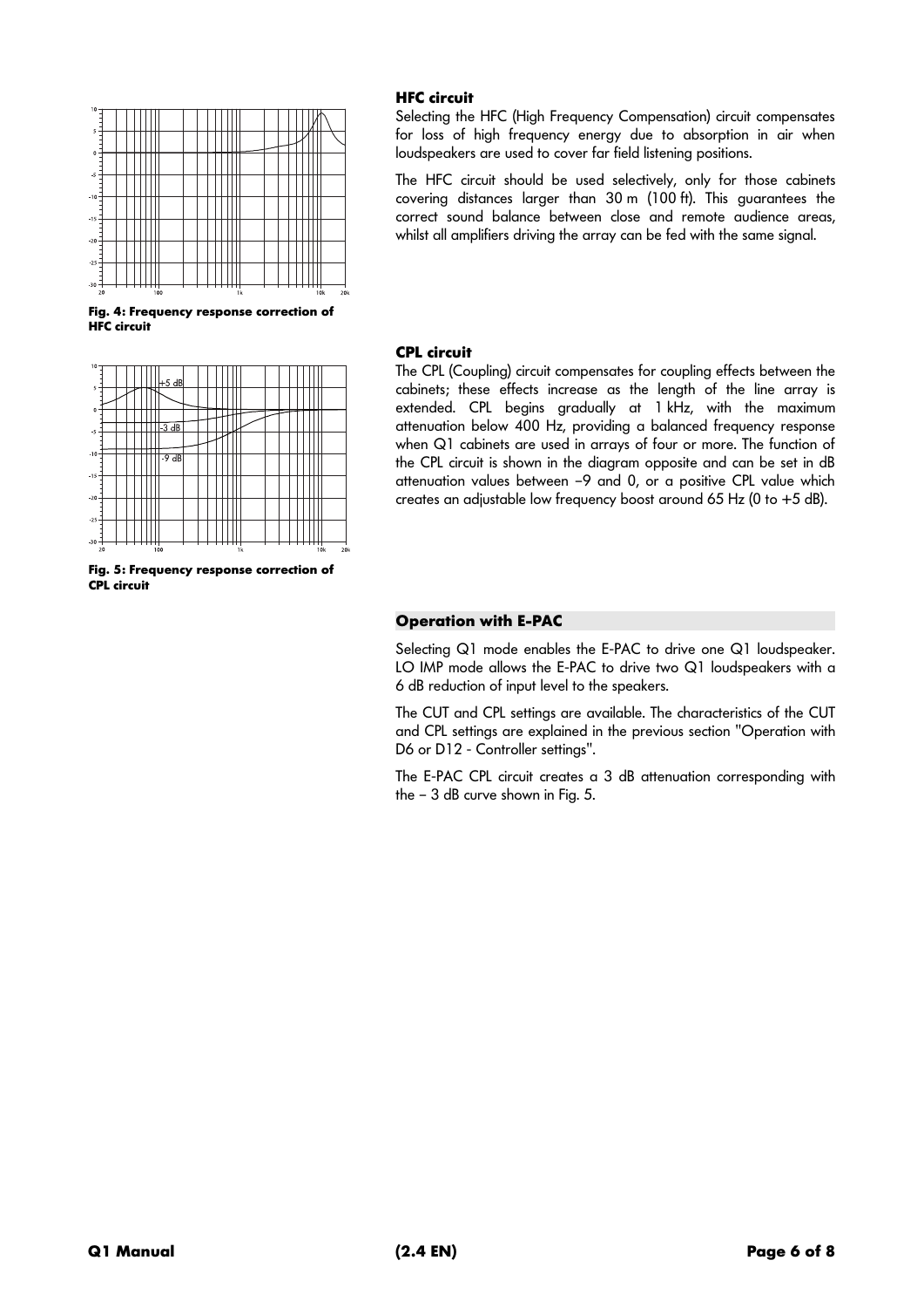Fig. 4: Frequency response correction of HFC circuit

### HFC circuit

Selecting the HFC (High Frequency Compensation) circuit compensates for loss of high frequency energy due to absorption in air when loudspeakers are used to cover far field listening positions.

The HFC circuit should be used selectively, only for those cabinets covering distances larger than 30 m (100 ft). This guarantees the correct sound balance between close and remote audience areas, whilst all amplifiers driving the array can be fed with the same signal.

Fig. 5: Frequency response correction of CPL circuit

### CPL circuit

The CPL (Coupling) circuit compensates for coupling effects between the cabinets; these effects increase as the length of the line array is extended. CPL begins gradually at 1 kHz, with the maximum attenuation below 400 Hz, providing a balanced frequency response when Q1 cabinets are used in arrays of four or more. The function of the CPL circuit is shown in the diagram opposite and can be set in dB attenuation values between −9 and 0, or a positive CPL value which creates an adjustable low frequency boost around 65 Hz (0 to +5 dB).

## Operation with E-PAC

Selecting Q1 mode enables the E-PAC to drive one Q1 loudspeaker. LO IMP mode allows the E-PAC to drive two Q1 loudspeakers with a 6 dB reduction of input level to the speakers.

The CUT and CPL settings are available. The characteristics of the CUT and CPL settings are explained in the previous section "Operation with D6 or D12 - Controller settings".

The E-PAC CPL circuit creates a 3 dB attenuation corresponding with the – 3 dB curve shown in Fig. 5.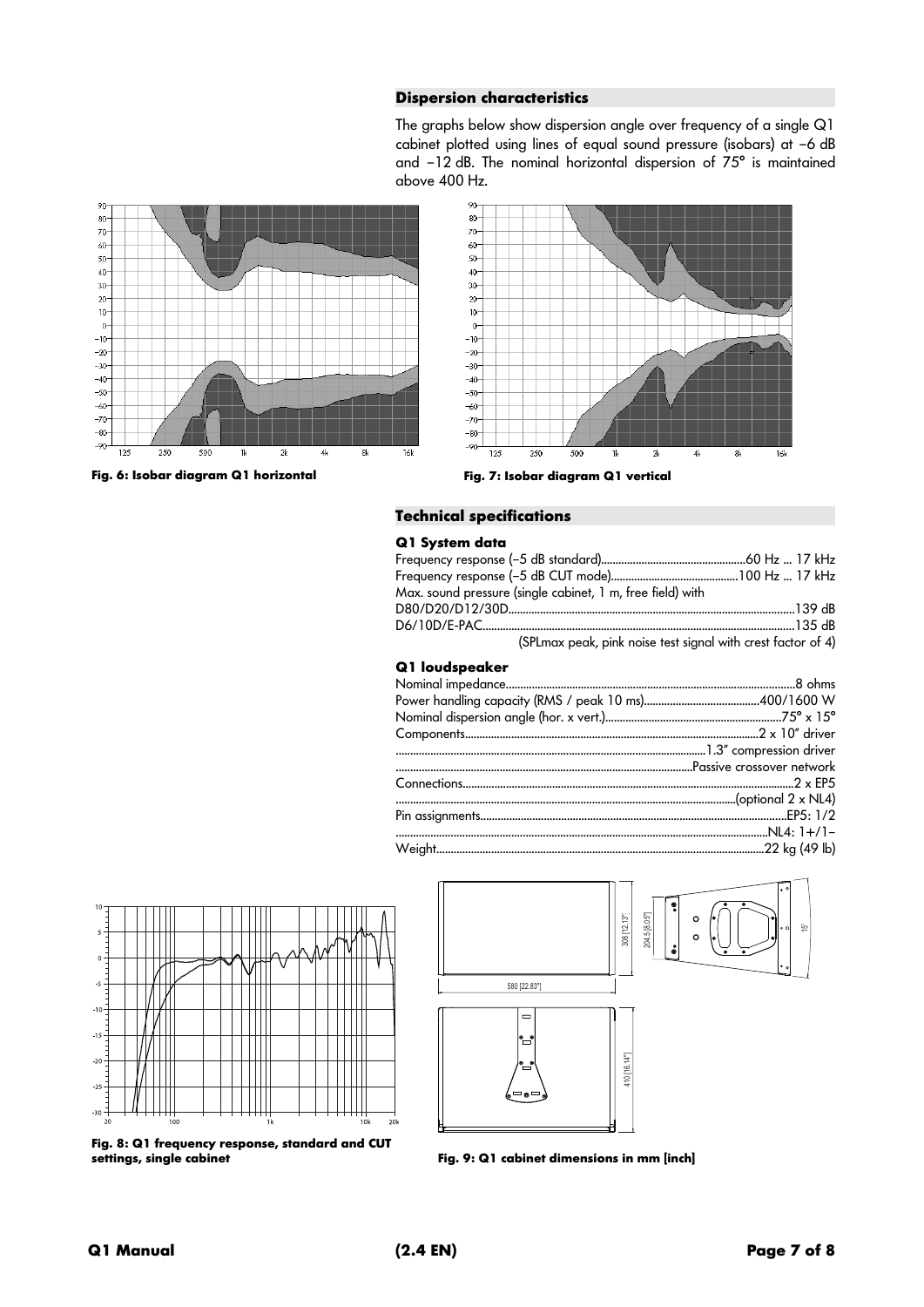## Dispersion characteristics

The graphs below show dispersion angle over frequency of a single Q1 cabinet plotted using lines of equal sound pressure (isobars) at −6 dB and −12 dB. The nominal horizontal dispersion of 75° is maintained above 400 Hz.

**Fig. 6: Isobar diagram Q1 horizontal**

**Fig. 7: Isobar diagram Q1 vertical**

## Technical specifications

### Q1 System data

| | |
|---|---|
| Frequency response (−5 dB standard) | 60 Hz ... 17 kHz |
| Frequency response (−5 dB CUT mode) | 100 Hz ... 17 kHz |
| Max. sound pressure (single cabinet, 1 m, free field) with | |
| D80/D20/D12/30D | 139 dB |
| D6/10D/E-PAC | 135 dB |

(SPLmax peak, pink noise test signal with crest factor of 4)

### Q1 loudspeaker

| | |
|---|---|
| Nominal impedance | 8 ohms |
| Power handling capacity (RMS / peak 10 ms) | 400/1600 W |
| Nominal dispersion angle (hor. x vert.) | 75° x 15° |
| Components | 2 x 10" driver |
| | 1.3" compression driver |
| | Passive crossover network |
| Connections | 2 x EP5 |
| | (optional 2 x NL4) |
| Pin assignments | EP5: 1/2 |
| | NL4: 1+/1− |
| Weight | 22 kg (49 lb) |

**Fig. 8: Q1 frequency response, standard and CUT settings, single cabinet**

**Fig. 9: Q1 cabinet dimensions in mm [inch]**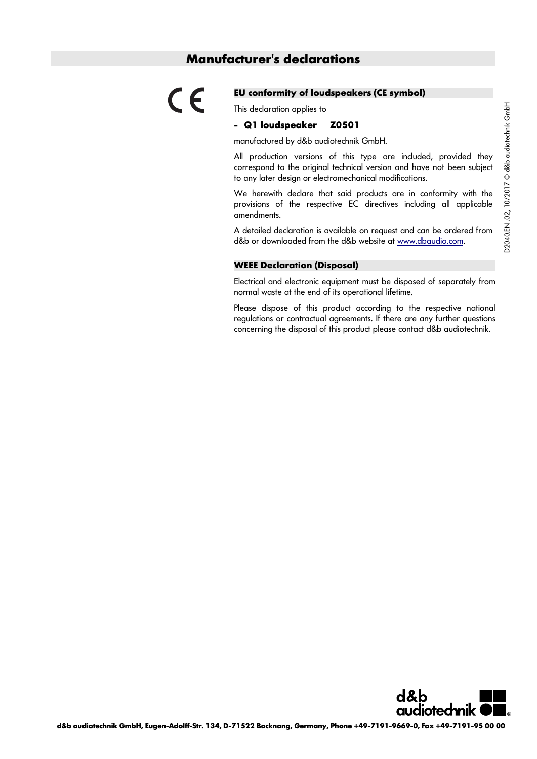# Manufacturer's declarations

## EU conformity of loudspeakers (CE symbol)

This declaration applies to

- **Q1 loudspeaker Z0501**

manufactured by d&b audiotechnik GmbH.

All production versions of this type are included, provided they correspond to the original technical version and have not been subject to any later design or electromechanical modifications.

We herewith declare that said products are in conformity with the provisions of the respective EC directives including all applicable amendments.

A detailed declaration is available on request and can be ordered from d&b or downloaded from the d&b website at www.dbaudio.com.

## WEEE Declaration (Disposal)

Electrical and electronic equipment must be disposed of separately from normal waste at the end of its operational lifetime.

Please dispose of this product according to the respective national regulations or contractual agreements. If there are any further questions concerning the disposal of this product please contact d&b audiotechnik.

D2040.EN .02, 10/2017 © d&b audiotechnik GmbH

**d&b audiotechnik GmbH, Eugen-Adolff-Str. 134, D-71522 Backnang, Germany, Phone +49-7191-9669-0, Fax +49-7191-95 00 00**